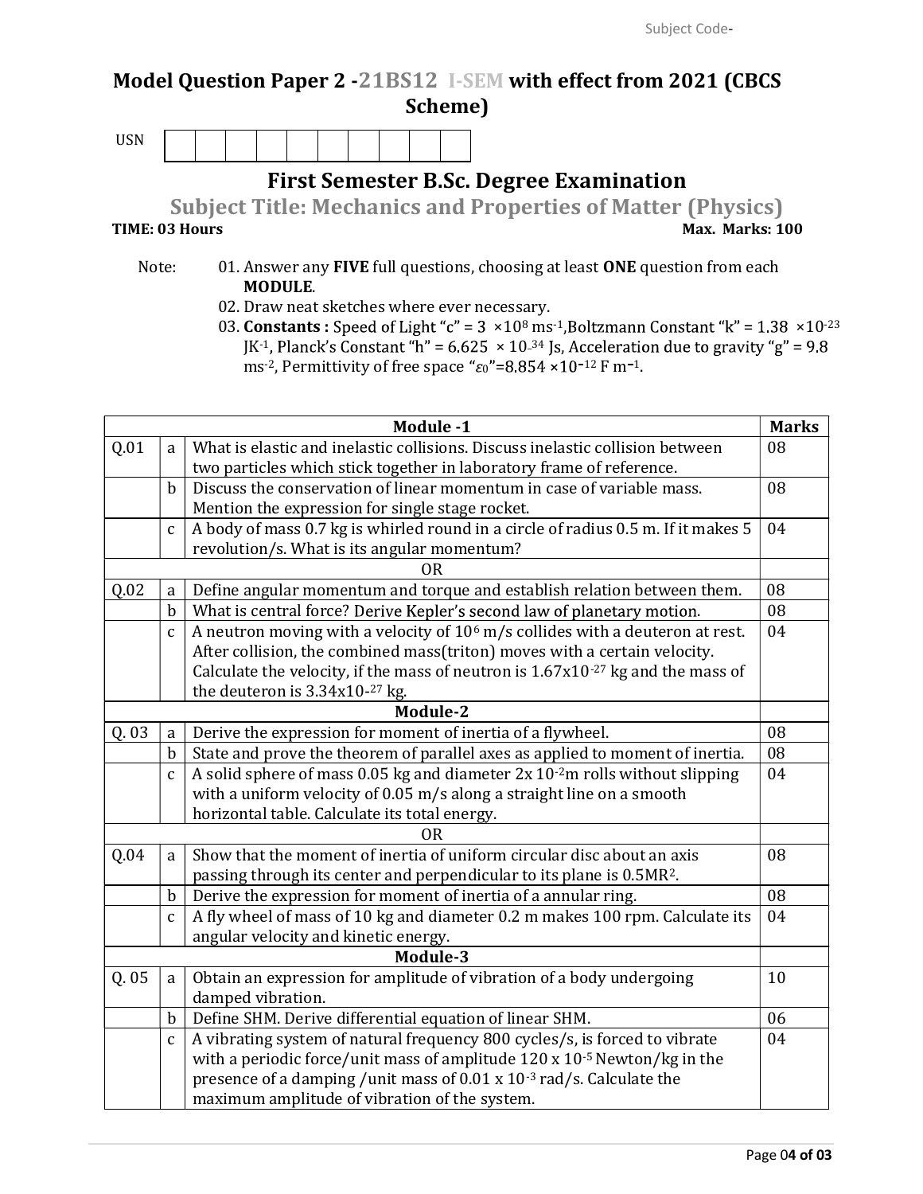Subject Code-

# Model Question Paper 2 -21BS12 I-SEM with effect from 2021 (CBCS Scheme)

USN

## First Semester B.Sc. Degree Examination

### Subject Title: Mechanics and Properties of Matter (Physics)

**TIME: 03 Hours** **Max. Marks: 100**

Note:
01. Answer any **FIVE** full questions, choosing at least **ONE** question from each **MODULE**.
02. Draw neat sketches where ever necessary.
03. **Constants :** Speed of Light "c" = $3 \times 10^{8}$ $ms^{-1}$, Boltzmann Constant "k" = $1.38 \times 10^{-23}$ $JK^{-1}$, Planck's Constant "h" = $6.625 \times 10^{-34}$ Js, Acceleration due to gravity "g" = 9.8 $ms^{-2}$, Permittivity of free space "$\varepsilon_0$" = $8.854 \times 10^{-12}$ F $m^{-1}$.

| | | Module -1 | Marks |
|---|---|---|---|
| Q.01 | a | What is elastic and inelastic collisions. Discuss inelastic collision between two particles which stick together in laboratory frame of reference. | 08 |
| | b | Discuss the conservation of linear momentum in case of variable mass. Mention the expression for single stage rocket. | 08 |
| | c | A body of mass 0.7 kg is whirled round in a circle of radius 0.5 m. If it makes 5 revolution/s. What is its angular momentum? | 04 |
| | | OR | |
| Q.02 | a | Define angular momentum and torque and establish relation between them. | 08 |
| | b | What is central force? Derive Kepler's second law of planetary motion. | 08 |
| | c | A neutron moving with a velocity of $10^{6}$ m/s collides with a deuteron at rest. After collision, the combined mass(triton) moves with a certain velocity. Calculate the velocity, if the mass of neutron is $1.67 \times 10^{-27}$ kg and the mass of the deuteron is $3.34 \times 10^{-27}$ kg. | 04 |
| | | Module-2 | |
| Q. 03 | a | Derive the expression for moment of inertia of a flywheel. | 08 |
| | b | State and prove the theorem of parallel axes as applied to moment of inertia. | 08 |
| | c | A solid sphere of mass 0.05 kg and diameter $2 \times 10^{-2}$m rolls without slipping with a uniform velocity of 0.05 m/s along a straight line on a smooth horizontal table. Calculate its total energy. | 04 |
| | | OR | |
| Q.04 | a | Show that the moment of inertia of uniform circular disc about an axis passing through its center and perpendicular to its plane is $0.5MR^2$. | 08 |
| | b | Derive the expression for moment of inertia of a annular ring. | 08 |
| | c | A fly wheel of mass of 10 kg and diameter 0.2 m makes 100 rpm. Calculate its angular velocity and kinetic energy. | 04 |
| | | Module-3 | |
| Q. 05 | a | Obtain an expression for amplitude of vibration of a body undergoing damped vibration. | 10 |
| | b | Define SHM. Derive differential equation of linear SHM. | 06 |
| | c | A vibrating system of natural frequency 800 cycles/s, is forced to vibrate with a periodic force/unit mass of amplitude $120 \times 10^{-5}$ Newton/kg in the presence of a damping /unit mass of $0.01 \times 10^{-3}$ rad/s. Calculate the maximum amplitude of vibration of the system. | 04 |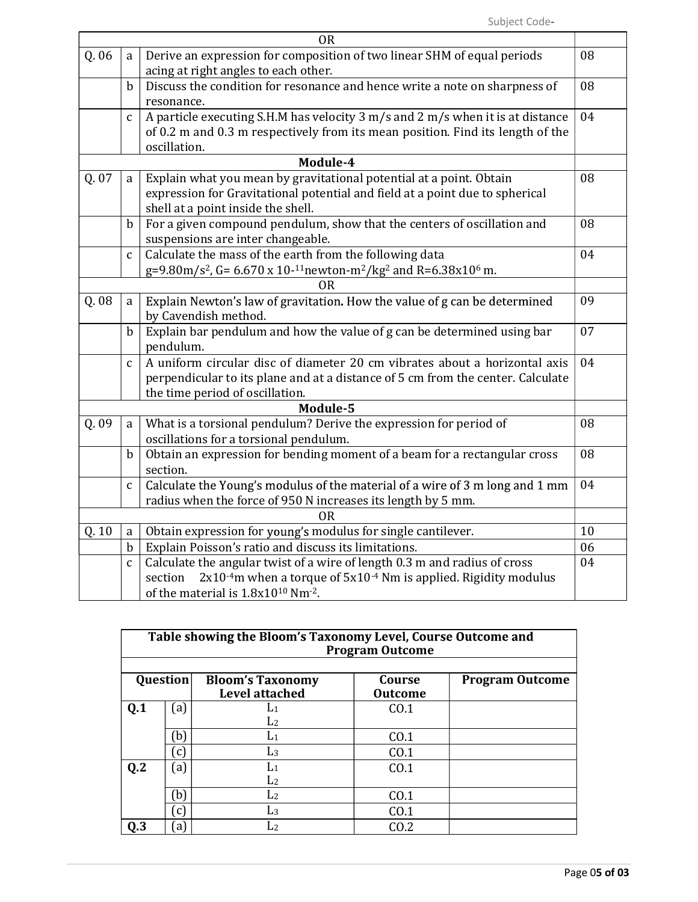| | | | |
|---|---|---|---|
| | | OR | |
| Q. 06 | a | Derive an expression for composition of two linear SHM of equal periods acing at right angles to each other. | 08 |
| | b | Discuss the condition for resonance and hence write a note on sharpness of resonance. | 08 |
| | c | A particle executing S.H.M has velocity 3 m/s and 2 m/s when it is at distance of 0.2 m and 0.3 m respectively from its mean position. Find its length of the oscillation. | 04 |
| | | **Module-4** | |
| Q. 07 | a | Explain what you mean by gravitational potential at a point. Obtain expression for Gravitational potential and field at a point due to spherical shell at a point inside the shell. | 08 |
| | b | For a given compound pendulum, show that the centers of oscillation and suspensions are inter changeable. | 08 |
| | c | Calculate the mass of the earth from the following data $g=9.80 m/s^2$, $G= 6.670 \times 10^{-11}$ newton-$m^2/kg^2$ and $R=6.38 \times 10^6$ m. | 04 |
| | | OR | |
| Q. 08 | a | Explain Newton's law of gravitation. How the value of g can be determined by Cavendish method. | 09 |
| | b | Explain bar pendulum and how the value of g can be determined using bar pendulum. | 07 |
| | c | A uniform circular disc of diameter 20 cm vibrates about a horizontal axis perpendicular to its plane and at a distance of 5 cm from the center. Calculate the time period of oscillation. | 04 |
| | | **Module-5** | |
| Q. 09 | a | What is a torsional pendulum? Derive the expression for period of oscillations for a torsional pendulum. | 08 |
| | b | Obtain an expression for bending moment of a beam for a rectangular cross section. | 08 |
| | c | Calculate the Young's modulus of the material of a wire of 3 m long and 1 mm radius when the force of 950 N increases its length by 5 mm. | 04 |
| | | OR | |
| Q. 10 | a | Obtain expression for young's modulus for single cantilever. | 10 |
| | b | Explain Poisson's ratio and discuss its limitations. | 06 |
| | c | Calculate the angular twist of a wire of length 0.3 m and radius of cross section $2 \times 10^{-4}$m when a torque of $5 \times 10^{-4}$ Nm is applied. Rigidity modulus of the material is $1.8 \times 10^{10}$ $Nm^{-2}$. | 04 |

**Table showing the Bloom's Taxonomy Level, Course Outcome and Program Outcome**

| Question | | Bloom's Taxonomy Level attached | Course Outcome | Program Outcome |
|---|---|---|---|---|
| **Q.1** | (a) | $L_1$ $L_2$ | CO.1 | |
| | (b) | $L_1$ | CO.1 | |
| | (c) | $L_3$ | CO.1 | |
| **Q.2** | (a) | $L_1$ $L_2$ | CO.1 | |
| | (b) | $L_2$ | CO.1 | |
| | (c) | $L_3$ | CO.1 | |
| **Q.3** | (a) | $L_2$ | CO.2 | |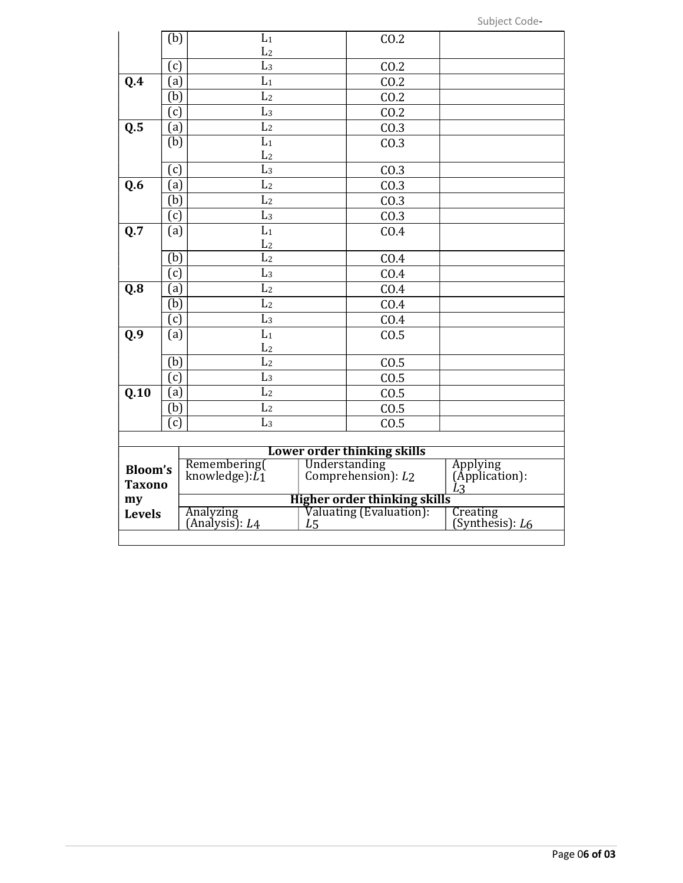| | | | | |
|---|---|---|---|---|
| | (b) | $L_1$ $L_2$ | CO.2 | |
| | (c) | $L_3$ | CO.2 | |
| **Q.4** | (a) | $L_1$ | CO.2 | |
| | (b) | $L_2$ | CO.2 | |
| | (c) | $L_3$ | CO.2 | |
| **Q.5** | (a) | $L_2$ | CO.3 | |
| | (b) | $L_1$ $L_2$ | CO.3 | |
| | (c) | $L_3$ | CO.3 | |
| **Q.6** | (a) | $L_2$ | CO.3 | |
| | (b) | $L_2$ | CO.3 | |
| | (c) | $L_3$ | CO.3 | |
| **Q.7** | (a) | $L_1$ $L_2$ | CO.4 | |
| | (b) | $L_2$ | CO.4 | |
| | (c) | $L_3$ | CO.4 | |
| **Q.8** | (a) | $L_2$ | CO.4 | |
| | (b) | $L_2$ | CO.4 | |
| | (c) | $L_3$ | CO.4 | |
| **Q.9** | (a) | $L_1$ $L_2$ | CO.5 | |
| | (b) | $L_2$ | CO.5 | |
| | (c) | $L_3$ | CO.5 | |
| **Q.10** | (a) | $L_2$ | CO.5 | |
| | (b) | $L_2$ | CO.5 | |
| | (c) | $L_3$ | CO.5 | |

| | | | |
|---|---|---|---|
| **Bloom's Taxonomy Levels** | **Lower order thinking skills** | | |
| | Remembering( knowledge): $L1$ | Understanding Comprehension): $L2$ | Applying (Application): $L3$ |
| | **Higher order thinking skills** | | |
| | Analyzing (Analysis): $L4$ | Valuating (Evaluation): $L5$ | Creating (Synthesis): $L6$ |